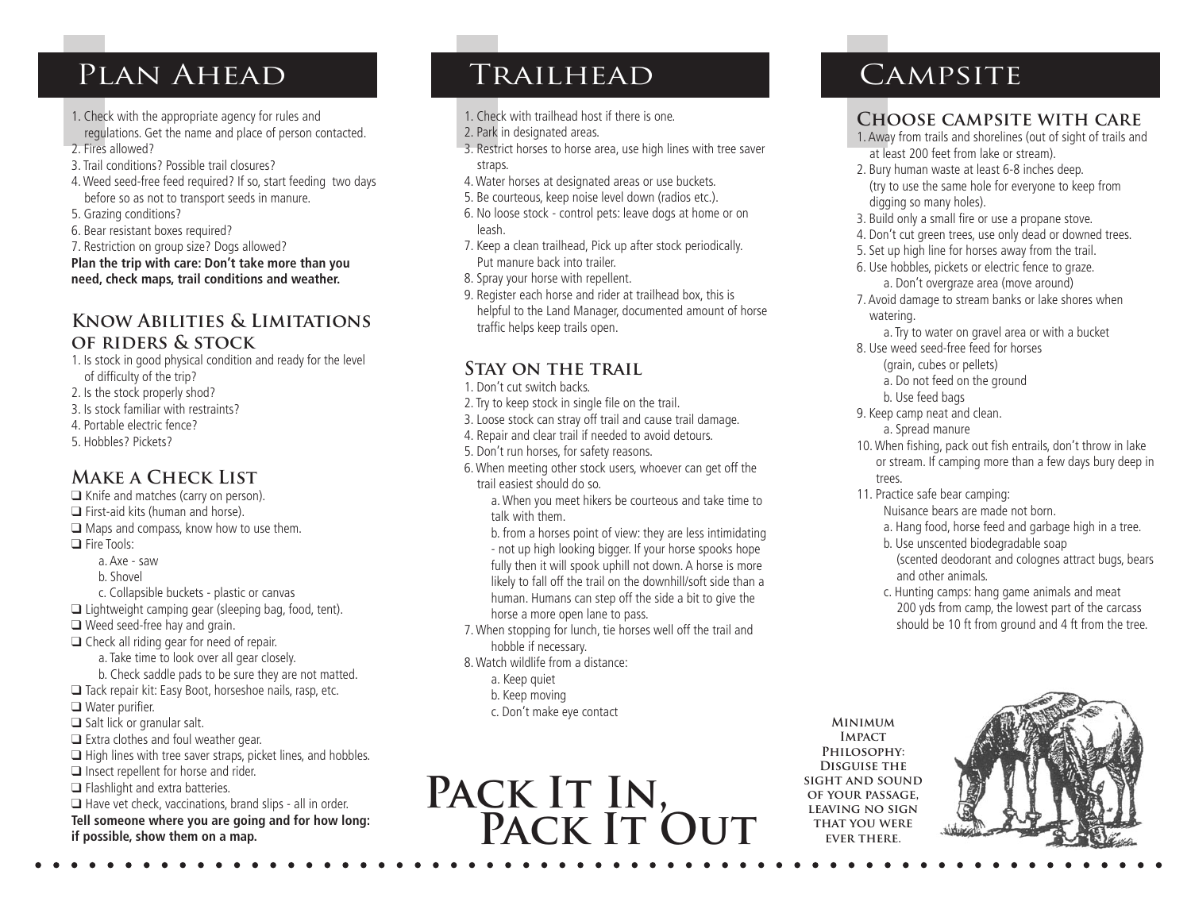# Plan Ahead

1. Check with the appropriate agency for rules and regulations. Get the name and place of person contacted.
2. Fires allowed?
3. Trail conditions? Possible trail closures?
4. Weed seed-free feed required? If so, start feeding two days before so as not to transport seeds in manure.
5. Grazing conditions?
6. Bear resistant boxes required?
7. Restriction on group size? Dogs allowed?

**Plan the trip with care: Don't take more than you need, check maps, trail conditions and weather.**

## Know Abilities & Limitations of riders & stock

1. Is stock in good physical condition and ready for the level of difficulty of the trip?
2. Is the stock properly shod?
3. Is stock familiar with restraints?
4. Portable electric fence?
5. Hobbles? Pickets?

## Make a Check List

- ❑ Knife and matches (carry on person).
- ❑ First-aid kits (human and horse).
- ❑ Maps and compass, know how to use them.
- ❑ Fire Tools:
  - a. Axe - saw
  - b. Shovel
  - c. Collapsible buckets - plastic or canvas
- ❑ Lightweight camping gear (sleeping bag, food, tent).
- ❑ Weed seed-free hay and grain.
- ❑ Check all riding gear for need of repair.
  - a. Take time to look over all gear closely.
  - b. Check saddle pads to be sure they are not matted.
- ❑ Tack repair kit: Easy Boot, horseshoe nails, rasp, etc.
- ❑ Water purifier.
- ❑ Salt lick or granular salt.
- ❑ Extra clothes and foul weather gear.
- ❑ High lines with tree saver straps, picket lines, and hobbles.
- ❑ Insect repellent for horse and rider.
- ❑ Flashlight and extra batteries.
- ❑ Have vet check, vaccinations, brand slips - all in order.

**Tell someone where you are going and for how long: if possible, show them on a map.**

# Trailhead

1. Check with trailhead host if there is one.
2. Park in designated areas.
3. Restrict horses to horse area, use high lines with tree saver straps.
4. Water horses at designated areas or use buckets.
5. Be courteous, keep noise level down (radios etc.).
6. No loose stock - control pets: leave dogs at home or on leash.
7. Keep a clean trailhead, Pick up after stock periodically. Put manure back into trailer.
8. Spray your horse with repellent.
9. Register each horse and rider at trailhead box, this is helpful to the Land Manager, documented amount of horse traffic helps keep trails open.

## Stay on the trail

1. Don't cut switch backs.
2. Try to keep stock in single file on the trail.
3. Loose stock can stray off trail and cause trail damage.
4. Repair and clear trail if needed to avoid detours.
5. Don't run horses, for safety reasons.
6. When meeting other stock users, whoever can get off the trail easiest should do so.
   - a. When you meet hikers be courteous and take time to talk with them.
   - b. from a horses point of view: they are less intimidating - not up high looking bigger. If your horse spooks hope fully then it will spook uphill not down. A horse is more likely to fall off the trail on the downhill/soft side than a human. Humans can step off the side a bit to give the horse a more open lane to pass.
7. When stopping for lunch, tie horses well off the trail and hobble if necessary.
8. Watch wildlife from a distance:
   - a. Keep quiet
   - b. Keep moving
   - c. Don't make eye contact

# Pack It In, Pack It Out

# Campsite

## Choose campsite with care

1. Away from trails and shorelines (out of sight of trails and at least 200 feet from lake or stream).
2. Bury human waste at least 6-8 inches deep. (try to use the same hole for everyone to keep from digging so many holes).
3. Build only a small fire or use a propane stove.
4. Don't cut green trees, use only dead or downed trees.
5. Set up high line for horses away from the trail.
6. Use hobbles, pickets or electric fence to graze.
   - a. Don't overgraze area (move around)
7. Avoid damage to stream banks or lake shores when watering.
   - a. Try to water on gravel area or with a bucket
8. Use weed seed-free feed for horses (grain, cubes or pellets)
   - a. Do not feed on the ground
   - b. Use feed bags
9. Keep camp neat and clean.
   - a. Spread manure
10. When fishing, pack out fish entrails, don't throw in lake or stream. If camping more than a few days bury deep in trees.
11. Practice safe bear camping:
    Nuisance bears are made not born.
    - a. Hang food, horse feed and garbage high in a tree.
    - b. Use unscented biodegradable soap (scented deodorant and colognes attract bugs, bears and other animals.
    - c. Hunting camps: hang game animals and meat 200 yds from camp, the lowest part of the carcass should be 10 ft from ground and 4 ft from the tree.

**Minimum Impact Philosophy: Disguise the sight and sound of your passage, leaving no sign that you were ever there.**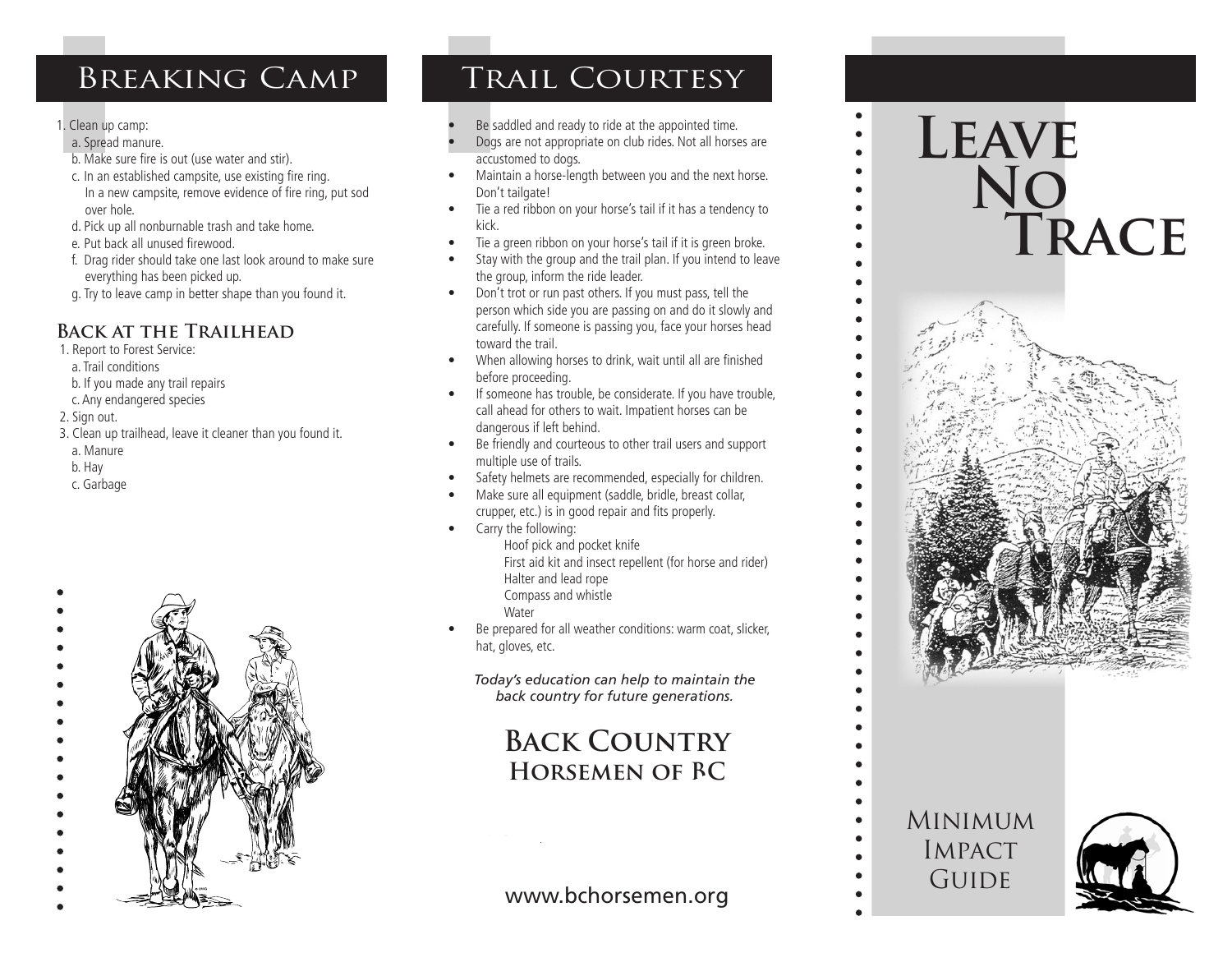## Breaking Camp

1. Clean up camp:
   a. Spread manure.
   b. Make sure fire is out (use water and stir).
   c. In an established campsite, use existing fire ring. In a new campsite, remove evidence of fire ring, put sod over hole.
   d. Pick up all nonburnable trash and take home.
   e. Put back all unused firewood.
   f. Drag rider should take one last look around to make sure everything has been picked up.
   g. Try to leave camp in better shape than you found it.

### Back at the Trailhead

1. Report to Forest Service:
   a. Trail conditions
   b. If you made any trail repairs
   c. Any endangered species
2. Sign out.
3. Clean up trailhead, leave it cleaner than you found it.
   a. Manure
   b. Hay
   c. Garbage

## Trail Courtesy

- Be saddled and ready to ride at the appointed time.
- Dogs are not appropriate on club rides. Not all horses are accustomed to dogs.
- Maintain a horse-length between you and the next horse. Don't tailgate!
- Tie a red ribbon on your horse's tail if it has a tendency to kick.
- Tie a green ribbon on your horse's tail if it is green broke.
- Stay with the group and the trail plan. If you intend to leave the group, inform the ride leader.
- Don't trot or run past others. If you must pass, tell the person which side you are passing on and do it slowly and carefully. If someone is passing you, face your horses head toward the trail.
- When allowing horses to drink, wait until all are finished before proceeding.
- If someone has trouble, be considerate. If you have trouble, call ahead for others to wait. Impatient horses can be dangerous if left behind.
- Be friendly and courteous to other trail users and support multiple use of trails.
- Safety helmets are recommended, especially for children.
- Make sure all equipment (saddle, bridle, breast collar, crupper, etc.) is in good repair and fits properly.
- Carry the following:
  - Hoof pick and pocket knife
  - First aid kit and insect repellent (for horse and rider)
  - Halter and lead rope
  - Compass and whistle
  - Water
- Be prepared for all weather conditions: warm coat, slicker, hat, gloves, etc.

*Today's education can help to maintain the back country for future generations.*

**Back Country Horsemen of BC**

www.bchorsemen.org

# Leave No Trace

## Minimum Impact Guide